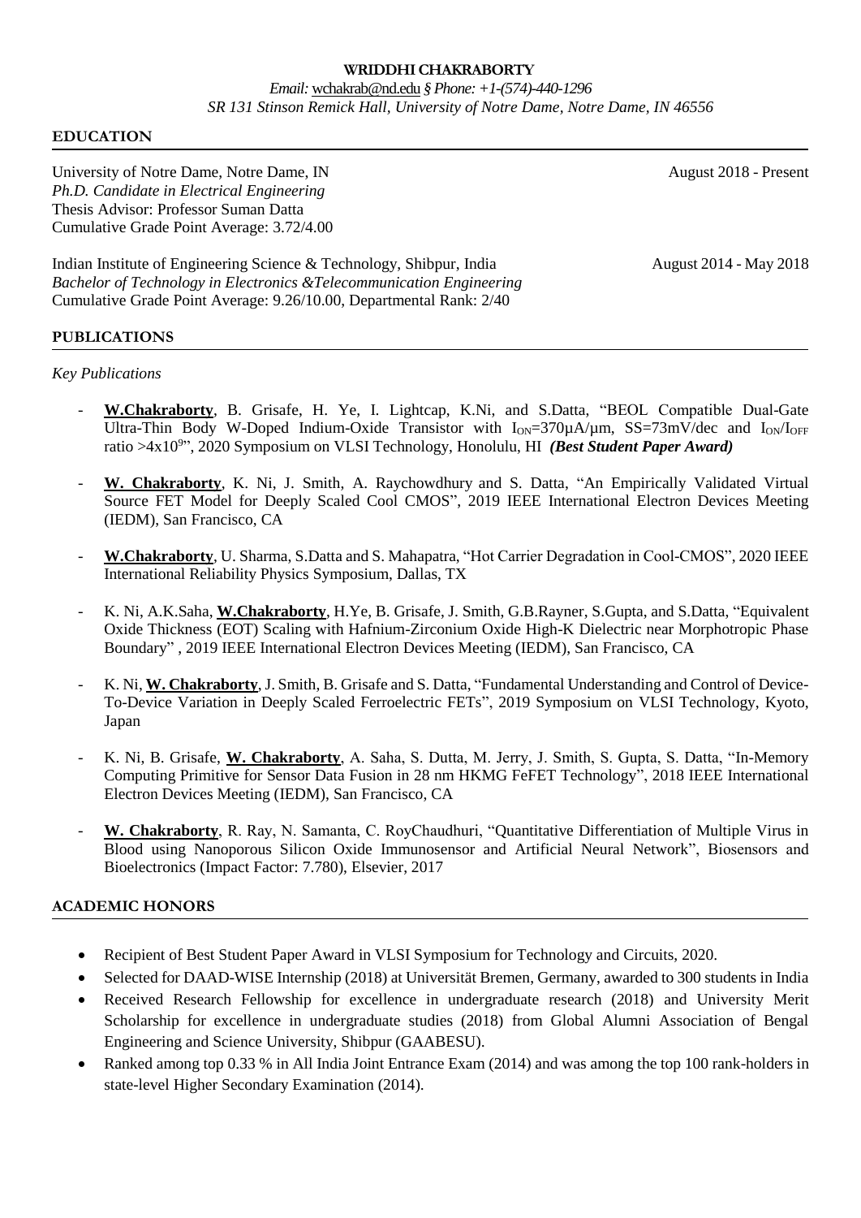**WRIDDHI CHAKRABORTY**

*Email:* wchakrab@nd.edu *§ Phone: +1-(574)-440-1296*

*SR 131 Stinson Remick Hall, University of Notre Dame, Notre Dame, IN 46556*

## EDUCATION

University of Notre Dame, Notre Dame, IN — August 2018 - Present
*Ph.D. Candidate in Electrical Engineering*
Thesis Advisor: Professor Suman Datta
Cumulative Grade Point Average: 3.72/4.00

Indian Institute of Engineering Science & Technology, Shibpur, India — August 2014 - May 2018
*Bachelor of Technology in Electronics &Telecommunication Engineering*
Cumulative Grade Point Average: 9.26/10.00, Departmental Rank: 2/40

## PUBLICATIONS

*Key Publications*

- **W.Chakraborty**, B. Grisafe, H. Ye, I. Lightcap, K.Ni, and S.Datta, "BEOL Compatible Dual-Gate Ultra-Thin Body W-Doped Indium-Oxide Transistor with $I_{ON}$=370µA/µm, SS=73mV/dec and $I_{ON}/I_{OFF}$ ratio >4x10$^9$", 2020 Symposium on VLSI Technology, Honolulu, HI ***(Best Student Paper Award)***

- **W. Chakraborty**, K. Ni, J. Smith, A. Raychowdhury and S. Datta, "An Empirically Validated Virtual Source FET Model for Deeply Scaled Cool CMOS", 2019 IEEE International Electron Devices Meeting (IEDM), San Francisco, CA

- **W.Chakraborty**, U. Sharma, S.Datta and S. Mahapatra, "Hot Carrier Degradation in Cool-CMOS", 2020 IEEE International Reliability Physics Symposium, Dallas, TX

- K. Ni, A.K.Saha, **W.Chakraborty**, H.Ye, B. Grisafe, J. Smith, G.B.Rayner, S.Gupta, and S.Datta, "Equivalent Oxide Thickness (EOT) Scaling with Hafnium-Zirconium Oxide High-K Dielectric near Morphotropic Phase Boundary" , 2019 IEEE International Electron Devices Meeting (IEDM), San Francisco, CA

- K. Ni, **W. Chakraborty**, J. Smith, B. Grisafe and S. Datta, "Fundamental Understanding and Control of Device-To-Device Variation in Deeply Scaled Ferroelectric FETs", 2019 Symposium on VLSI Technology, Kyoto, Japan

- K. Ni, B. Grisafe, **W. Chakraborty**, A. Saha, S. Dutta, M. Jerry, J. Smith, S. Gupta, S. Datta, "In-Memory Computing Primitive for Sensor Data Fusion in 28 nm HKMG FeFET Technology", 2018 IEEE International Electron Devices Meeting (IEDM), San Francisco, CA

- **W. Chakraborty**, R. Ray, N. Samanta, C. RoyChaudhuri, "Quantitative Differentiation of Multiple Virus in Blood using Nanoporous Silicon Oxide Immunosensor and Artificial Neural Network", Biosensors and Bioelectronics (Impact Factor: 7.780), Elsevier, 2017

## ACADEMIC HONORS

- Recipient of Best Student Paper Award in VLSI Symposium for Technology and Circuits, 2020.
- Selected for DAAD-WISE Internship (2018) at Universität Bremen, Germany, awarded to 300 students in India
- Received Research Fellowship for excellence in undergraduate research (2018) and University Merit Scholarship for excellence in undergraduate studies (2018) from Global Alumni Association of Bengal Engineering and Science University, Shibpur (GAABESU).
- Ranked among top 0.33 % in All India Joint Entrance Exam (2014) and was among the top 100 rank-holders in state-level Higher Secondary Examination (2014).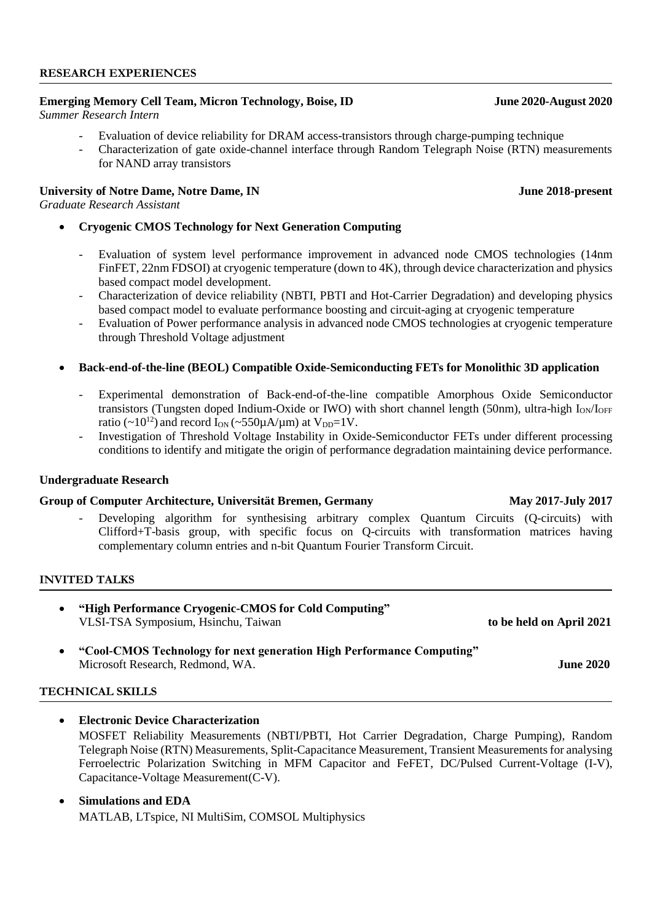## RESEARCH EXPERIENCES

**Emerging Memory Cell Team, Micron Technology, Boise, ID** **June 2020-August 2020**
*Summer Research Intern*

- Evaluation of device reliability for DRAM access-transistors through charge-pumping technique
- Characterization of gate oxide-channel interface through Random Telegraph Noise (RTN) measurements for NAND array transistors

**University of Notre Dame, Notre Dame, IN** **June 2018-present**
*Graduate Research Assistant*

- **Cryogenic CMOS Technology for Next Generation Computing**
    - Evaluation of system level performance improvement in advanced node CMOS technologies (14nm FinFET, 22nm FDSOI) at cryogenic temperature (down to 4K), through device characterization and physics based compact model development.
    - Characterization of device reliability (NBTI, PBTI and Hot-Carrier Degradation) and developing physics based compact model to evaluate performance boosting and circuit-aging at cryogenic temperature
    - Evaluation of Power performance analysis in advanced node CMOS technologies at cryogenic temperature through Threshold Voltage adjustment
- **Back-end-of-the-line (BEOL) Compatible Oxide-Semiconducting FETs for Monolithic 3D application**
    - Experimental demonstration of Back-end-of-the-line compatible Amorphous Oxide Semiconductor transistors (Tungsten doped Indium-Oxide or IWO) with short channel length (50nm), ultra-high $I_{ON}/I_{OFF}$ ratio ($\sim 10^{12}$) and record $I_{ON}$ ($\sim 550\mu A/\mu m$) at $V_{DD}=1V$.
    - Investigation of Threshold Voltage Instability in Oxide-Semiconductor FETs under different processing conditions to identify and mitigate the origin of performance degradation maintaining device performance.

**Undergraduate Research**

**Group of Computer Architecture, Universität Bremen, Germany** **May 2017-July 2017**

- Developing algorithm for synthesising arbitrary complex Quantum Circuits (Q-circuits) with Clifford+T-basis group, with specific focus on Q-circuits with transformation matrices having complementary column entries and n-bit Quantum Fourier Transform Circuit.

## INVITED TALKS

- **"High Performance Cryogenic-CMOS for Cold Computing"**
  VLSI-TSA Symposium, Hsinchu, Taiwan **to be held on April 2021**
- **"Cool-CMOS Technology for next generation High Performance Computing"**
  Microsoft Research, Redmond, WA. **June 2020**

## TECHNICAL SKILLS

- **Electronic Device Characterization**
  MOSFET Reliability Measurements (NBTI/PBTI, Hot Carrier Degradation, Charge Pumping), Random Telegraph Noise (RTN) Measurements, Split-Capacitance Measurement, Transient Measurements for analysing Ferroelectric Polarization Switching in MFM Capacitor and FeFET, DC/Pulsed Current-Voltage (I-V), Capacitance-Voltage Measurement(C-V).
- **Simulations and EDA**
  MATLAB, LTspice, NI MultiSim, COMSOL Multiphysics